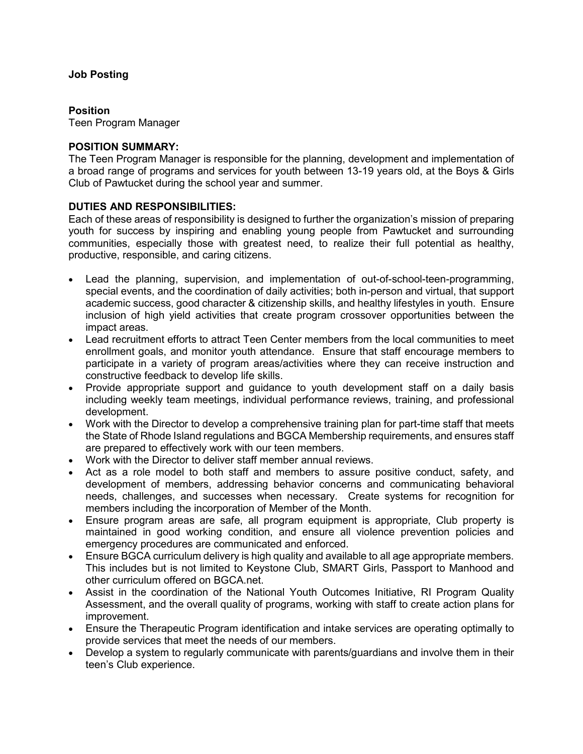**Job Posting**

**Position**

Teen Program Manager

**POSITION SUMMARY:**

The Teen Program Manager is responsible for the planning, development and implementation of a broad range of programs and services for youth between 13-19 years old, at the Boys & Girls Club of Pawtucket during the school year and summer.

**DUTIES AND RESPONSIBILITIES:**

Each of these areas of responsibility is designed to further the organization's mission of preparing youth for success by inspiring and enabling young people from Pawtucket and surrounding communities, especially those with greatest need, to realize their full potential as healthy, productive, responsible, and caring citizens.

- Lead the planning, supervision, and implementation of out-of-school-teen-programming, special events, and the coordination of daily activities; both in-person and virtual, that support academic success, good character & citizenship skills, and healthy lifestyles in youth. Ensure inclusion of high yield activities that create program crossover opportunities between the impact areas.
- Lead recruitment efforts to attract Teen Center members from the local communities to meet enrollment goals, and monitor youth attendance. Ensure that staff encourage members to participate in a variety of program areas/activities where they can receive instruction and constructive feedback to develop life skills.
- Provide appropriate support and guidance to youth development staff on a daily basis including weekly team meetings, individual performance reviews, training, and professional development.
- Work with the Director to develop a comprehensive training plan for part-time staff that meets the State of Rhode Island regulations and BGCA Membership requirements, and ensures staff are prepared to effectively work with our teen members.
- Work with the Director to deliver staff member annual reviews.
- Act as a role model to both staff and members to assure positive conduct, safety, and development of members, addressing behavior concerns and communicating behavioral needs, challenges, and successes when necessary. Create systems for recognition for members including the incorporation of Member of the Month.
- Ensure program areas are safe, all program equipment is appropriate, Club property is maintained in good working condition, and ensure all violence prevention policies and emergency procedures are communicated and enforced.
- Ensure BGCA curriculum delivery is high quality and available to all age appropriate members. This includes but is not limited to Keystone Club, SMART Girls, Passport to Manhood and other curriculum offered on BGCA.net.
- Assist in the coordination of the National Youth Outcomes Initiative, RI Program Quality Assessment, and the overall quality of programs, working with staff to create action plans for improvement.
- Ensure the Therapeutic Program identification and intake services are operating optimally to provide services that meet the needs of our members.
- Develop a system to regularly communicate with parents/guardians and involve them in their teen's Club experience.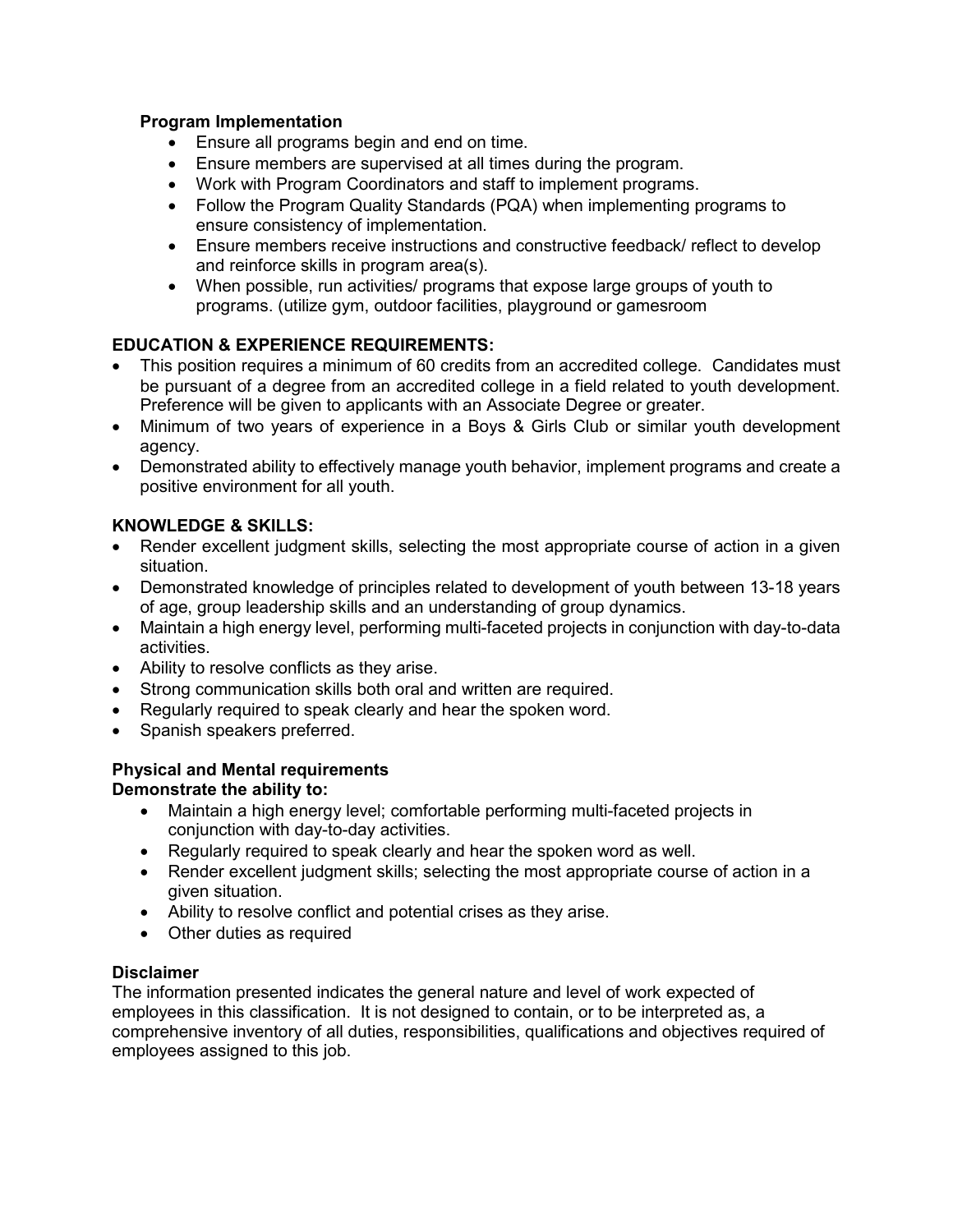**Program Implementation**

- Ensure all programs begin and end on time.
- Ensure members are supervised at all times during the program.
- Work with Program Coordinators and staff to implement programs.
- Follow the Program Quality Standards (PQA) when implementing programs to ensure consistency of implementation.
- Ensure members receive instructions and constructive feedback/ reflect to develop and reinforce skills in program area(s).
- When possible, run activities/ programs that expose large groups of youth to programs. (utilize gym, outdoor facilities, playground or gamesroom

**EDUCATION & EXPERIENCE REQUIREMENTS:**

- This position requires a minimum of 60 credits from an accredited college. Candidates must be pursuant of a degree from an accredited college in a field related to youth development. Preference will be given to applicants with an Associate Degree or greater.
- Minimum of two years of experience in a Boys & Girls Club or similar youth development agency.
- Demonstrated ability to effectively manage youth behavior, implement programs and create a positive environment for all youth.

**KNOWLEDGE & SKILLS:**

- Render excellent judgment skills, selecting the most appropriate course of action in a given situation.
- Demonstrated knowledge of principles related to development of youth between 13-18 years of age, group leadership skills and an understanding of group dynamics.
- Maintain a high energy level, performing multi-faceted projects in conjunction with day-to-data activities.
- Ability to resolve conflicts as they arise.
- Strong communication skills both oral and written are required.
- Regularly required to speak clearly and hear the spoken word.
- Spanish speakers preferred.

**Physical and Mental requirements**
**Demonstrate the ability to:**

- Maintain a high energy level; comfortable performing multi-faceted projects in conjunction with day-to-day activities.
- Regularly required to speak clearly and hear the spoken word as well.
- Render excellent judgment skills; selecting the most appropriate course of action in a given situation.
- Ability to resolve conflict and potential crises as they arise.
- Other duties as required

**Disclaimer**

The information presented indicates the general nature and level of work expected of employees in this classification. It is not designed to contain, or to be interpreted as, a comprehensive inventory of all duties, responsibilities, qualifications and objectives required of employees assigned to this job.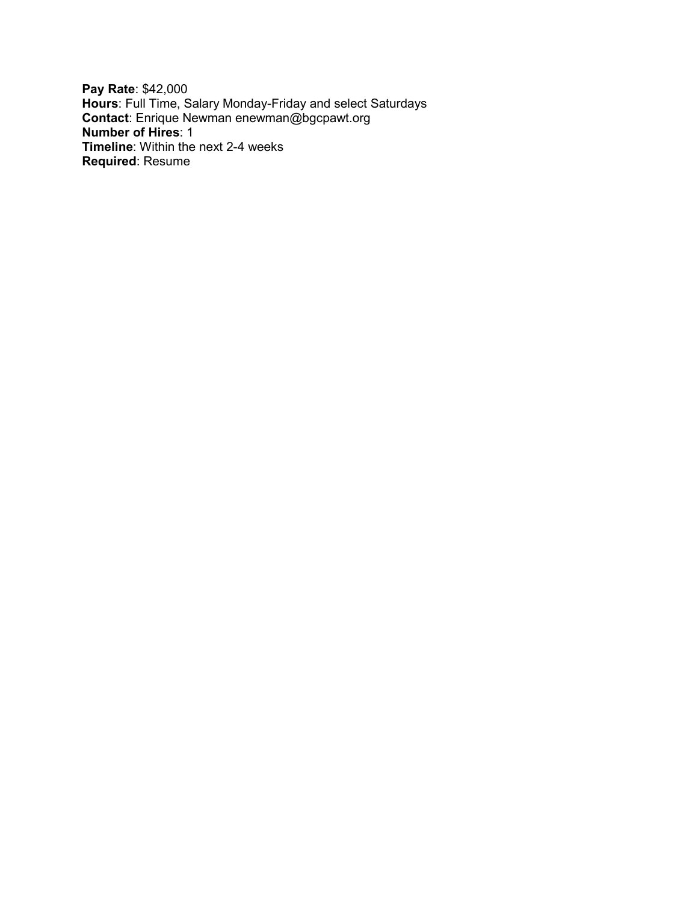**Pay Rate**: $42,000
**Hours**: Full Time, Salary Monday-Friday and select Saturdays
**Contact**: Enrique Newman enewman@bgcpawt.org
**Number of Hires**: 1
**Timeline**: Within the next 2-4 weeks
**Required**: Resume